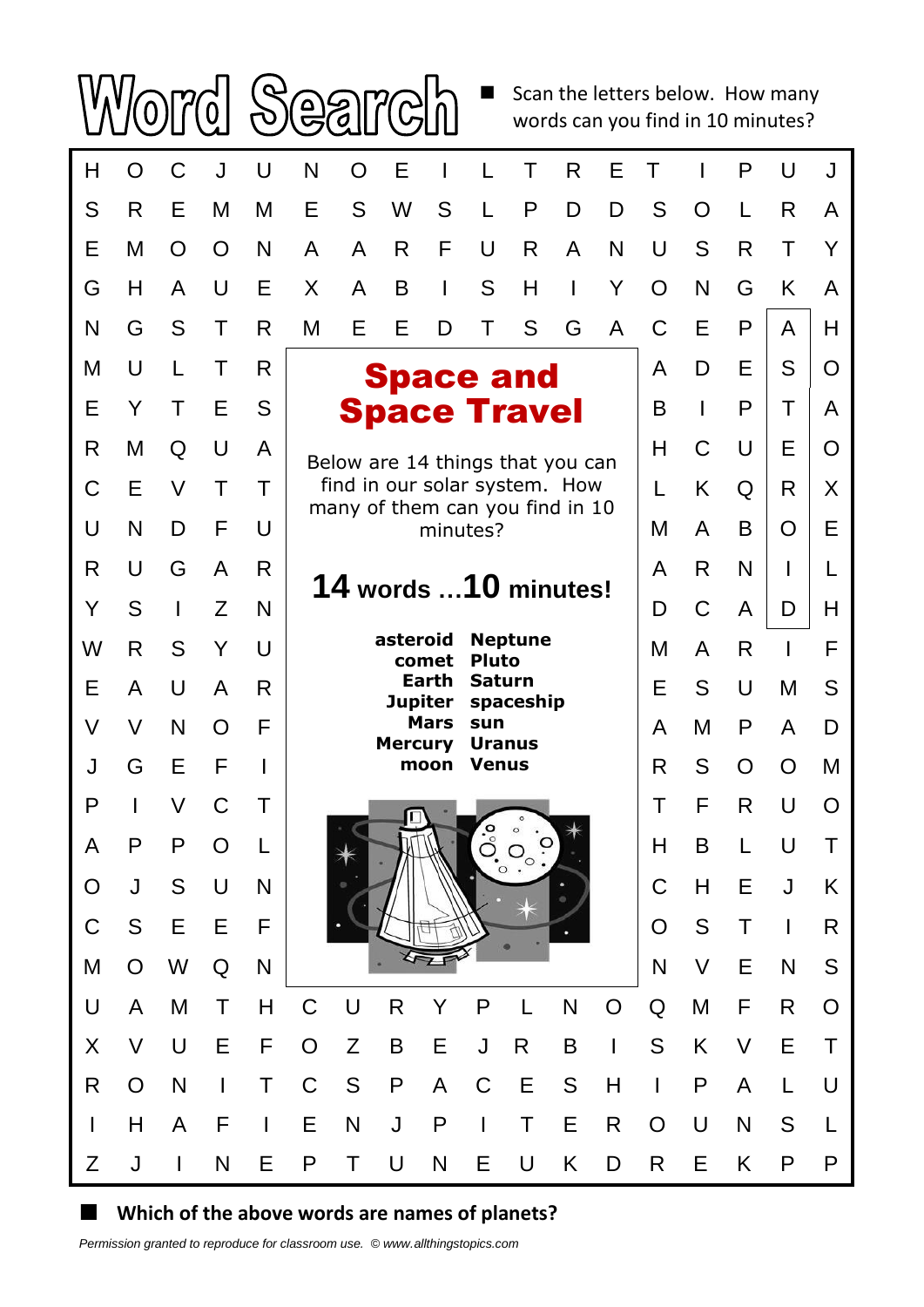# Word Search

- Scan the letters below. How many words can you find in 10 minutes?

| H | O | C | J | U | N | O | E | I | L | T | R | E | T | I | P | U | J |
|---|---|---|---|---|---|---|---|---|---|---|---|---|---|---|---|---|---|
| S | R | E | M | M | E | S | W | S | L | P | D | D | S | O | L | R | A |
| E | M | O | O | N | A | A | R | F | U | R | A | N | U | S | R | T | Y |
| G | H | A | U | E | X | A | B | I | S | H | I | Y | O | N | G | K | A |
| N | G | S | T | R | M | E | E | D | T | S | G | A | C | E | P | A | H |
| M | U | L | T | R | | | | | | | | | A | D | E | S | O |
| E | Y | T | E | S | | | | | | | | | B | I | P | T | A |
| R | M | Q | U | A | | | | | | | | | H | C | U | E | O |
| C | E | V | T | T | | | | | | | | | L | K | Q | R | X |
| U | N | D | F | U | | | | | | | | | M | A | B | O | E |
| R | U | G | A | R | | | | | | | | | A | R | N | I | L |
| Y | S | I | Z | N | | | | | | | | | D | C | A | D | H |
| W | R | S | Y | U | | | | | | | | | M | A | R | I | F |
| E | A | U | A | R | | | | | | | | | E | S | U | M | S |
| V | V | N | O | F | | | | | | | | | A | M | P | A | D |
| J | G | E | F | I | | | | | | | | | R | S | O | O | M |
| P | I | V | C | T | | | | | | | | | T | F | R | U | O |
| A | P | P | O | L | | | | | | | | | H | B | L | U | T |
| O | J | S | U | N | | | | | | | | | C | H | E | J | K |
| C | S | E | E | F | | | | | | | | | O | S | T | I | R |
| M | O | W | Q | N | | | | | | | | | N | V | E | N | S |
| U | A | M | T | H | C | U | R | Y | P | L | N | O | Q | M | F | R | O |
| X | V | U | E | F | O | Z | B | E | J | R | B | I | S | K | V | E | T |
| R | O | N | I | T | C | S | P | A | C | E | S | H | I | P | A | L | U |
| I | H | A | F | I | E | N | J | P | I | T | E | R | O | U | N | S | L |
| Z | J | I | N | E | P | T | U | N | E | U | K | D | R | E | K | P | P |

## Space and Space Travel

Below are 14 things that you can find in our solar system. How many of them can you find in 10 minutes?

**14 words ...10 minutes!**

| | |
|---|---|
| **asteroid** | **Neptune** |
| **comet** | **Pluto** |
| **Earth** | **Saturn** |
| **Jupiter** | **spaceship** |
| **Mars** | **sun** |
| **Mercury** | **Uranus** |
| **moon** | **Venus** |

- **Which of the above words are names of planets?**

*Permission granted to reproduce for classroom use. © www.allthingstopics.com*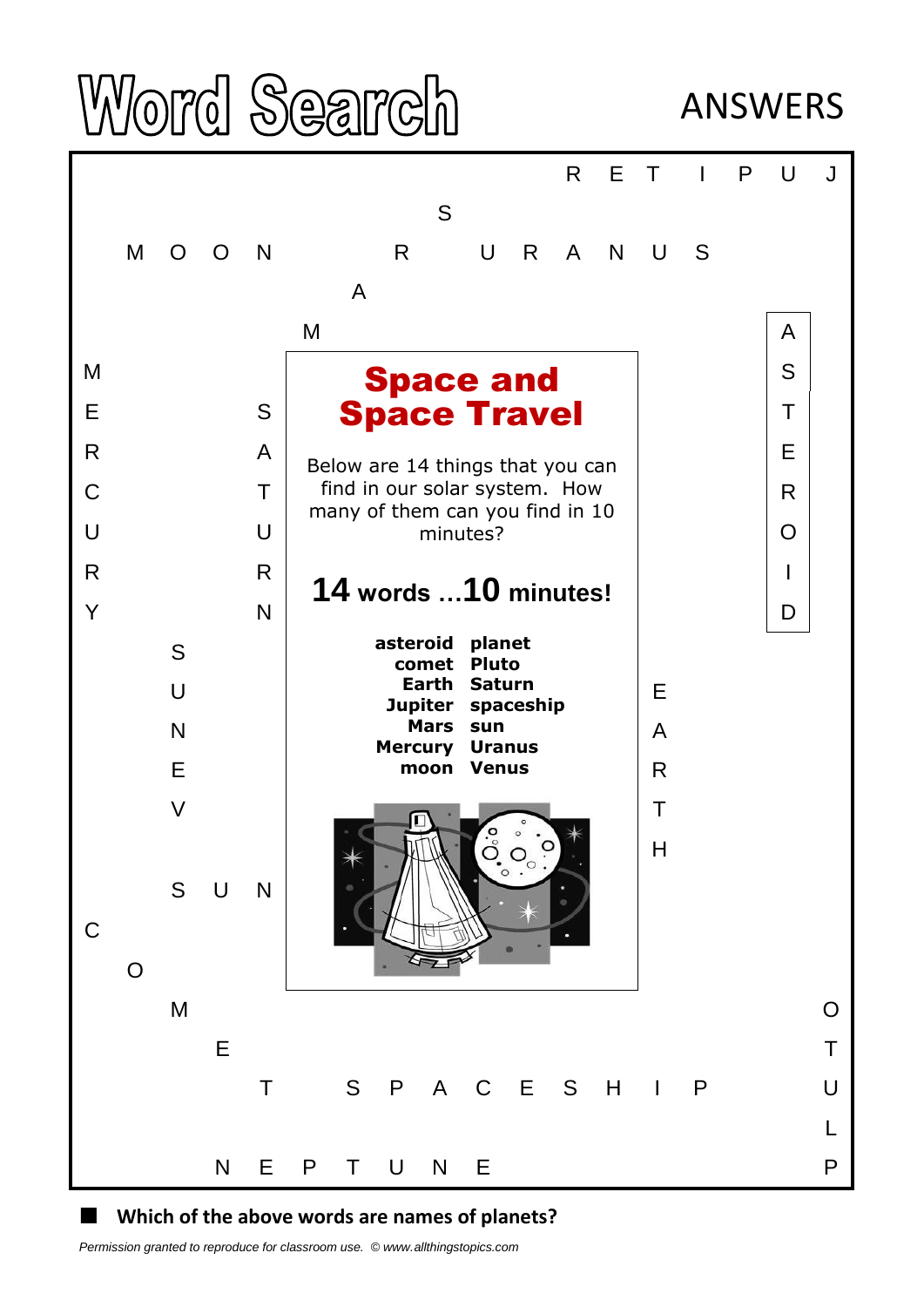# Word Search

ANSWERS

```
                         R E T   I P U J
          S
  M O O N     R   U R A N U S
        A
      M                       A
M                             S
E     S                       T
R     A                       E
C     T                       R
U     U                       O
R     R                       I
Y     N                       D
    S
    U                   E
    N                   A
    E                   R
    V                   T
                        H
    S U N
C
  O
    M                               O
      E                             T
        T   S P A C E S H I P       U
                                    L
      N E P T U N E                 P
```

## Space and Space Travel

Below are 14 things that you can find in our solar system. How many of them can you find in 10 minutes?

**14 words …10 minutes!**

| | |
|---|---|
| **asteroid** | **planet** |
| **comet** | **Pluto** |
| **Earth** | **Saturn** |
| **Jupiter** | **spaceship** |
| **Mars** | **sun** |
| **Mercury** | **Uranus** |
| **moon** | **Venus** |

- **Which of the above words are names of planets?**

*Permission granted to reproduce for classroom use. © www.allthingstopics.com*